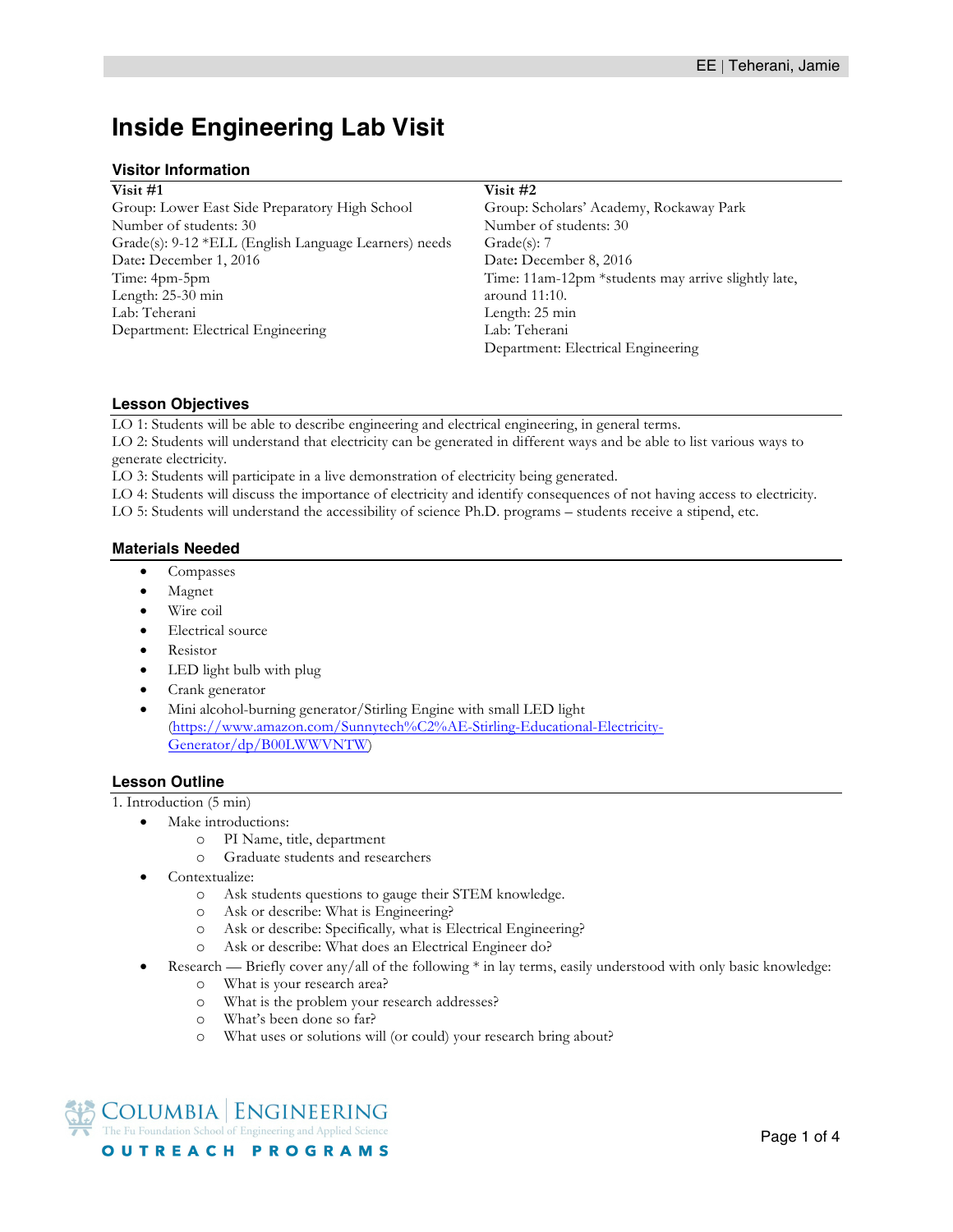# Inside Engineering Lab Visit

## Visitor Information

**Visit #1**
Group: Lower East Side Preparatory High School
Number of students: 30
Grade(s): 9-12 *ELL (English Language Learners) needs
Date**:** December 1, 2016
Time: 4pm-5pm
Length: 25-30 min
Lab: Teherani
Department: Electrical Engineering

**Visit #2**
Group: Scholars' Academy, Rockaway Park
Number of students: 30
Grade(s): 7
Date**:** December 8, 2016
Time: 11am-12pm *students may arrive slightly late, around 11:10.
Length: 25 min
Lab: Teherani
Department: Electrical Engineering

## Lesson Objectives

LO 1: Students will be able to describe engineering and electrical engineering, in general terms.
LO 2: Students will understand that electricity can be generated in different ways and be able to list various ways to generate electricity.
LO 3: Students will participate in a live demonstration of electricity being generated.
LO 4: Students will discuss the importance of electricity and identify consequences of not having access to electricity.
LO 5: Students will understand the accessibility of science Ph.D. programs – students receive a stipend, etc.

## Materials Needed

- Compasses
- Magnet
- Wire coil
- Electrical source
- Resistor
- LED light bulb with plug
- Crank generator
- Mini alcohol-burning generator/Stirling Engine with small LED light (https://www.amazon.com/Sunnytech%C2%AE-Stirling-Educational-Electricity-Generator/dp/B00LWWVNTW)

## Lesson Outline

1. Introduction (5 min)

- Make introductions:
  - PI Name, title, department
  - Graduate students and researchers
- Contextualize:
  - Ask students questions to gauge their STEM knowledge.
  - Ask or describe: What is Engineering?
  - Ask or describe: Specifically, what is Electrical Engineering?
  - Ask or describe: What does an Electrical Engineer do?
- Research — Briefly cover any/all of the following * in lay terms, easily understood with only basic knowledge:
  - What is your research area?
  - What is the problem your research addresses?
  - What's been done so far?
  - What uses or solutions will (or could) your research bring about?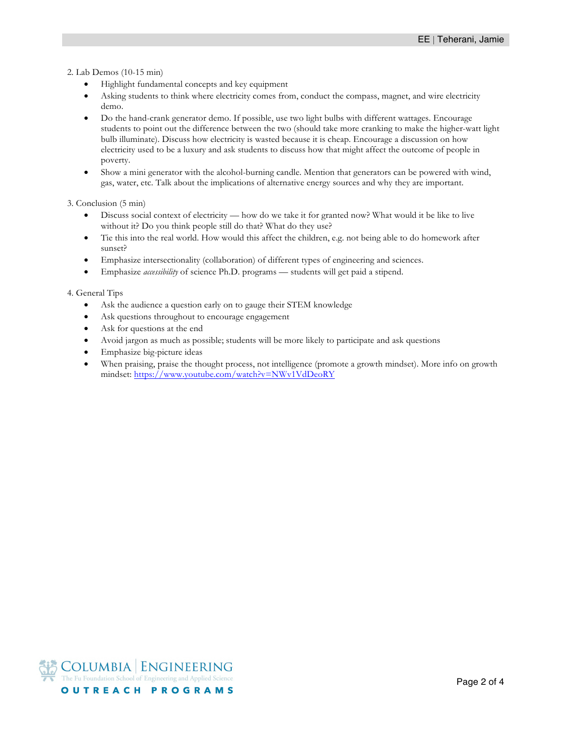2. Lab Demos (10-15 min)

- Highlight fundamental concepts and key equipment
- Asking students to think where electricity comes from, conduct the compass, magnet, and wire electricity demo.
- Do the hand-crank generator demo. If possible, use two light bulbs with different wattages. Encourage students to point out the difference between the two (should take more cranking to make the higher-watt light bulb illuminate). Discuss how electricity is wasted because it is cheap. Encourage a discussion on how electricity used to be a luxury and ask students to discuss how that might affect the outcome of people in poverty.
- Show a mini generator with the alcohol-burning candle. Mention that generators can be powered with wind, gas, water, etc. Talk about the implications of alternative energy sources and why they are important.

3. Conclusion (5 min)

- Discuss social context of electricity — how do we take it for granted now? What would it be like to live without it? Do you think people still do that? What do they use?
- Tie this into the real world. How would this affect the children, e.g. not being able to do homework after sunset?
- Emphasize intersectionality (collaboration) of different types of engineering and sciences.
- Emphasize *accessibility* of science Ph.D. programs — students will get paid a stipend.

4. General Tips

- Ask the audience a question early on to gauge their STEM knowledge
- Ask questions throughout to encourage engagement
- Ask for questions at the end
- Avoid jargon as much as possible; students will be more likely to participate and ask questions
- Emphasize big-picture ideas
- When praising, praise the thought process, not intelligence (promote a growth mindset). More info on growth mindset: https://www.youtube.com/watch?v=NWv1VdDeoRY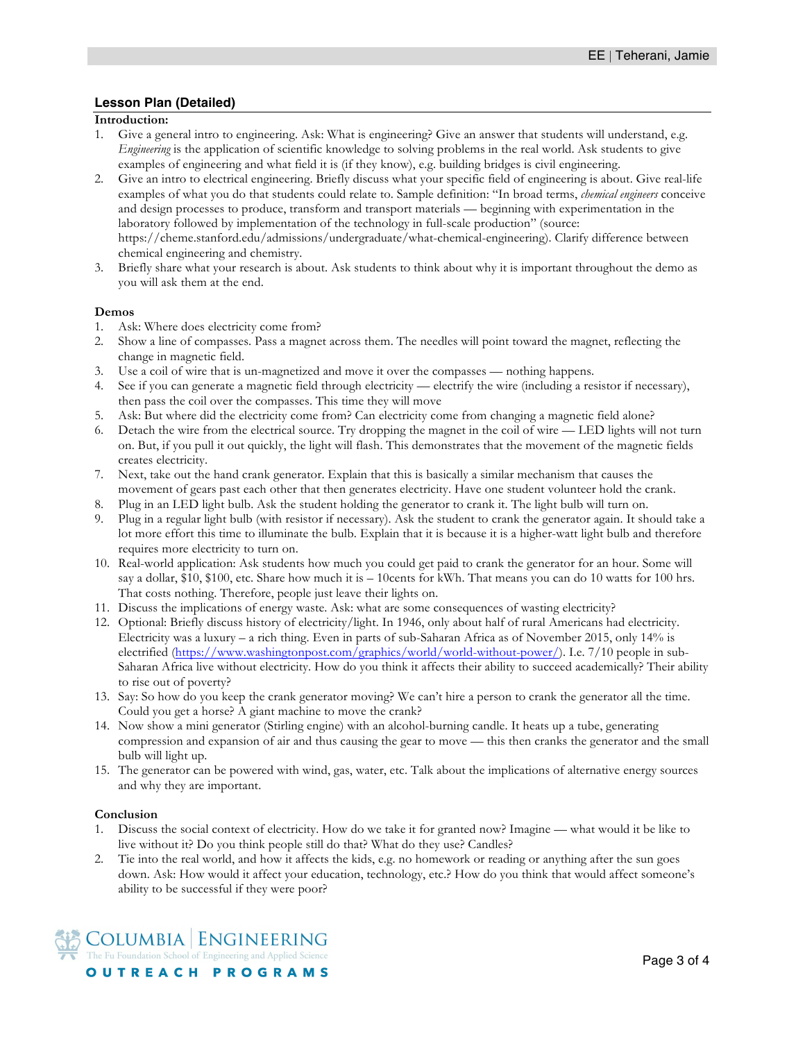## Lesson Plan (Detailed)

**Introduction:**

1. Give a general intro to engineering. Ask: What is engineering? Give an answer that students will understand, e.g. *Engineering* is the application of scientific knowledge to solving problems in the real world. Ask students to give examples of engineering and what field it is (if they know), e.g. building bridges is civil engineering.
2. Give an intro to electrical engineering. Briefly discuss what your specific field of engineering is about. Give real-life examples of what you do that students could relate to. Sample definition: "In broad terms, *chemical engineers* conceive and design processes to produce, transform and transport materials — beginning with experimentation in the laboratory followed by implementation of the technology in full-scale production" (source: https://cheme.stanford.edu/admissions/undergraduate/what-chemical-engineering). Clarify difference between chemical engineering and chemistry.
3. Briefly share what your research is about. Ask students to think about why it is important throughout the demo as you will ask them at the end.

**Demos**

1. Ask: Where does electricity come from?
2. Show a line of compasses. Pass a magnet across them. The needles will point toward the magnet, reflecting the change in magnetic field.
3. Use a coil of wire that is un-magnetized and move it over the compasses — nothing happens.
4. See if you can generate a magnetic field through electricity — electrify the wire (including a resistor if necessary), then pass the coil over the compasses. This time they will move
5. Ask: But where did the electricity come from? Can electricity come from changing a magnetic field alone?
6. Detach the wire from the electrical source. Try dropping the magnet in the coil of wire — LED lights will not turn on. But, if you pull it out quickly, the light will flash. This demonstrates that the movement of the magnetic fields creates electricity.
7. Next, take out the hand crank generator. Explain that this is basically a similar mechanism that causes the movement of gears past each other that then generates electricity. Have one student volunteer hold the crank.
8. Plug in an LED light bulb. Ask the student holding the generator to crank it. The light bulb will turn on.
9. Plug in a regular light bulb (with resistor if necessary). Ask the student to crank the generator again. It should take a lot more effort this time to illuminate the bulb. Explain that it is because it is a higher-watt light bulb and therefore requires more electricity to turn on.
10. Real-world application: Ask students how much you could get paid to crank the generator for an hour. Some will say a dollar, $10, $100, etc. Share how much it is – 10cents for kWh. That means you can do 10 watts for 100 hrs. That costs nothing. Therefore, people just leave their lights on.
11. Discuss the implications of energy waste. Ask: what are some consequences of wasting electricity?
12. Optional: Briefly discuss history of electricity/light. In 1946, only about half of rural Americans had electricity. Electricity was a luxury – a rich thing. Even in parts of sub-Saharan Africa as of November 2015, only 14% is electrified ([https://www.washingtonpost.com/graphics/world/world-without-power/](https://www.washingtonpost.com/graphics/world/world-without-power/)). I.e. 7/10 people in sub-Saharan Africa live without electricity. How do you think it affects their ability to succeed academically? Their ability to rise out of poverty?
13. Say: So how do you keep the crank generator moving? We can't hire a person to crank the generator all the time. Could you get a horse? A giant machine to move the crank?
14. Now show a mini generator (Stirling engine) with an alcohol-burning candle. It heats up a tube, generating compression and expansion of air and thus causing the gear to move — this then cranks the generator and the small bulb will light up.
15. The generator can be powered with wind, gas, water, etc. Talk about the implications of alternative energy sources and why they are important.

**Conclusion**

1. Discuss the social context of electricity. How do we take it for granted now? Imagine — what would it be like to live without it? Do you think people still do that? What do they use? Candles?
2. Tie into the real world, and how it affects the kids, e.g. no homework or reading or anything after the sun goes down. Ask: How would it affect your education, technology, etc.? How do you think that would affect someone's ability to be successful if they were poor?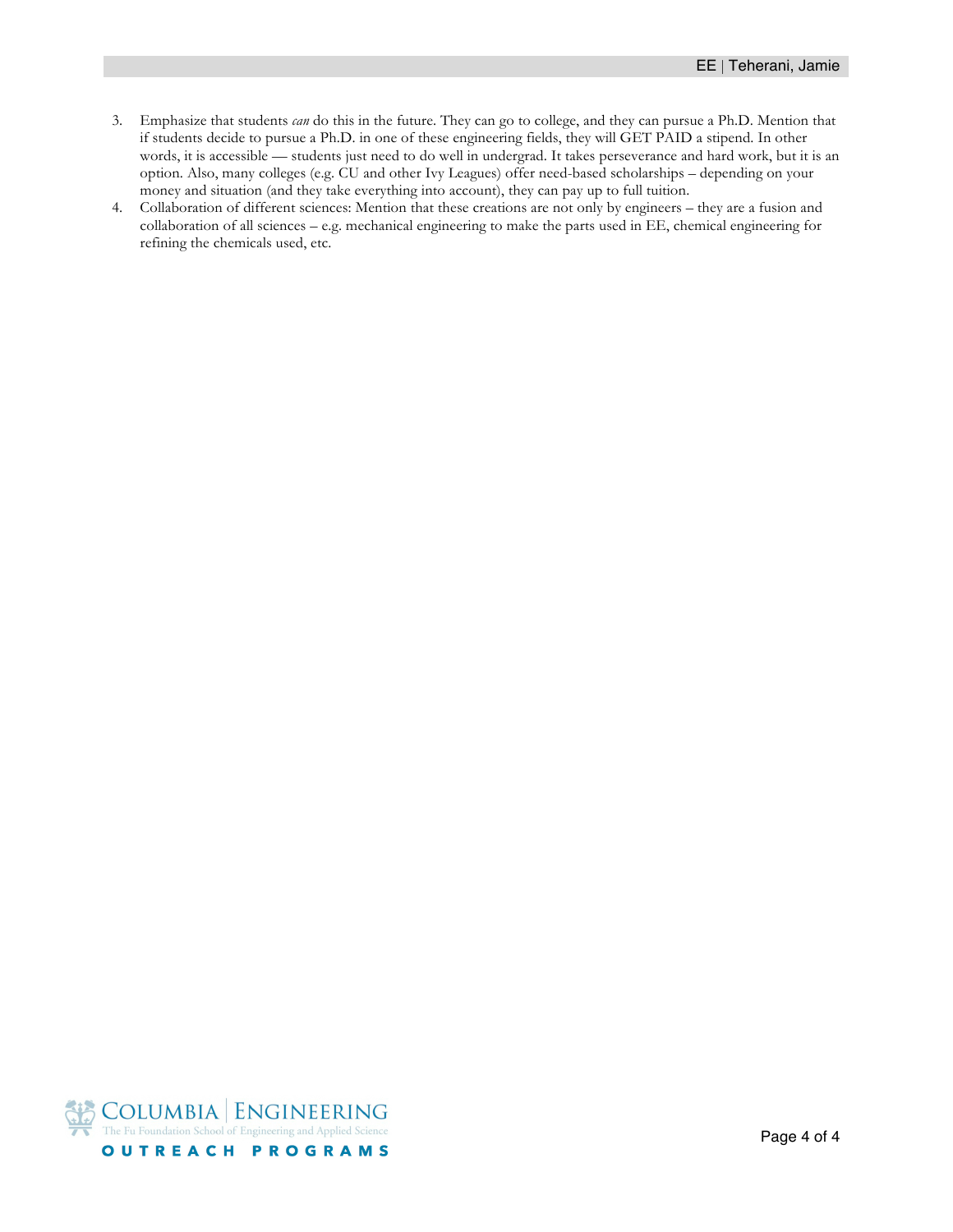3. Emphasize that students *can* do this in the future. They can go to college, and they can pursue a Ph.D. Mention that if students decide to pursue a Ph.D. in one of these engineering fields, they will GET PAID a stipend. In other words, it is accessible — students just need to do well in undergrad. It takes perseverance and hard work, but it is an option. Also, many colleges (e.g. CU and other Ivy Leagues) offer need-based scholarships – depending on your money and situation (and they take everything into account), they can pay up to full tuition.
4. Collaboration of different sciences: Mention that these creations are not only by engineers – they are a fusion and collaboration of all sciences – e.g. mechanical engineering to make the parts used in EE, chemical engineering for refining the chemicals used, etc.